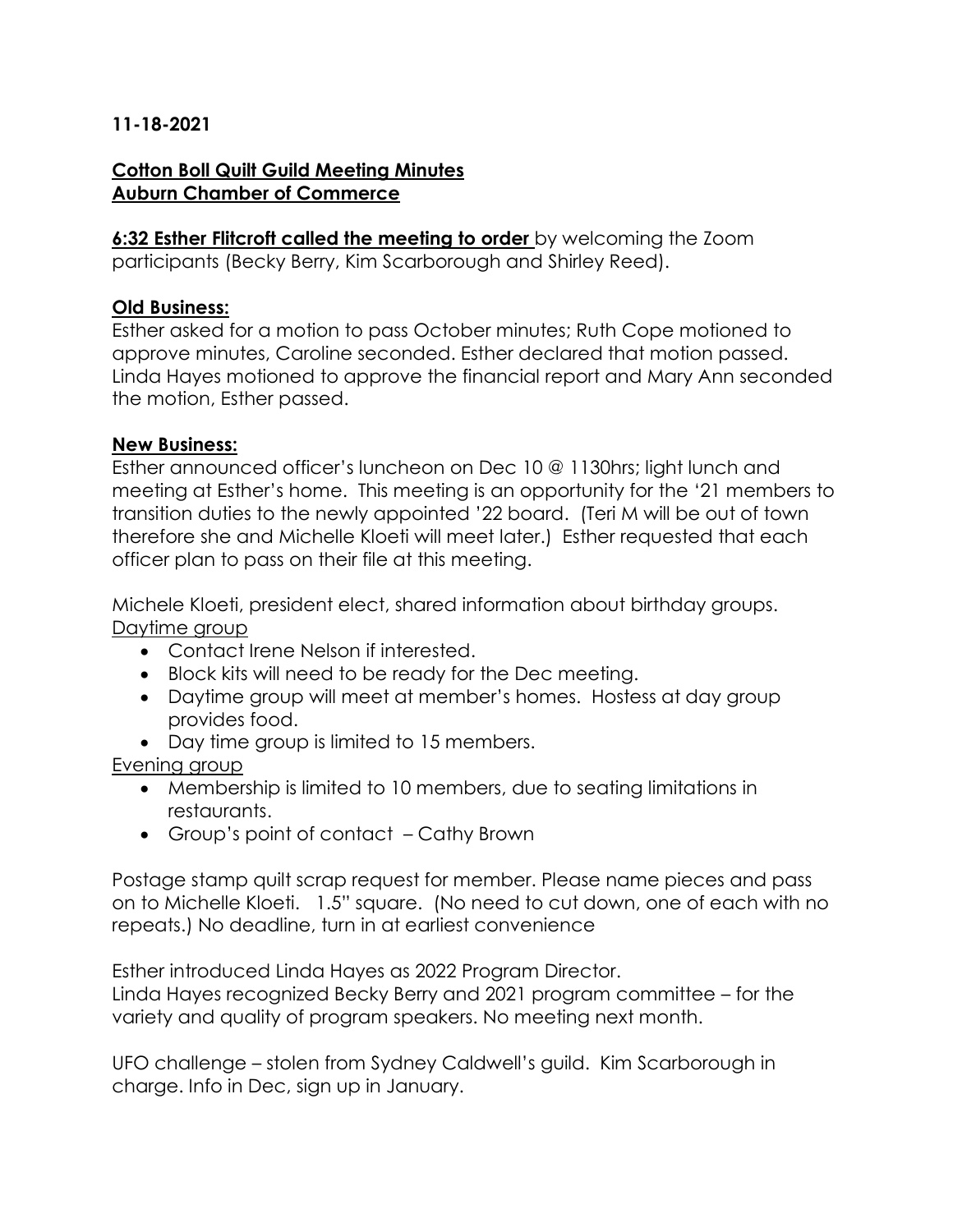**11-18-2021**

**Cotton Boll Quilt Guild Meeting Minutes**
**Auburn Chamber of Commerce**

**6:32 Esther Flitcroft called the meeting to order** by welcoming the Zoom participants (Becky Berry, Kim Scarborough and Shirley Reed).

**Old Business:**

Esther asked for a motion to pass October minutes; Ruth Cope motioned to approve minutes, Caroline seconded. Esther declared that motion passed. Linda Hayes motioned to approve the financial report and Mary Ann seconded the motion, Esther passed.

**New Business:**

Esther announced officer's luncheon on Dec 10 @ 1130hrs; light lunch and meeting at Esther's home. This meeting is an opportunity for the '21 members to transition duties to the newly appointed '22 board. (Teri M will be out of town therefore she and Michelle Kloeti will meet later.) Esther requested that each officer plan to pass on their file at this meeting.

Michele Kloeti, president elect, shared information about birthday groups.

Daytime group

- Contact Irene Nelson if interested.
- Block kits will need to be ready for the Dec meeting.
- Daytime group will meet at member's homes. Hostess at day group provides food.
- Day time group is limited to 15 members.

Evening group

- Membership is limited to 10 members, due to seating limitations in restaurants.
- Group's point of contact – Cathy Brown

Postage stamp quilt scrap request for member. Please name pieces and pass on to Michelle Kloeti. 1.5" square. (No need to cut down, one of each with no repeats.) No deadline, turn in at earliest convenience

Esther introduced Linda Hayes as 2022 Program Director.
Linda Hayes recognized Becky Berry and 2021 program committee – for the variety and quality of program speakers. No meeting next month.

UFO challenge – stolen from Sydney Caldwell's guild. Kim Scarborough in charge. Info in Dec, sign up in January.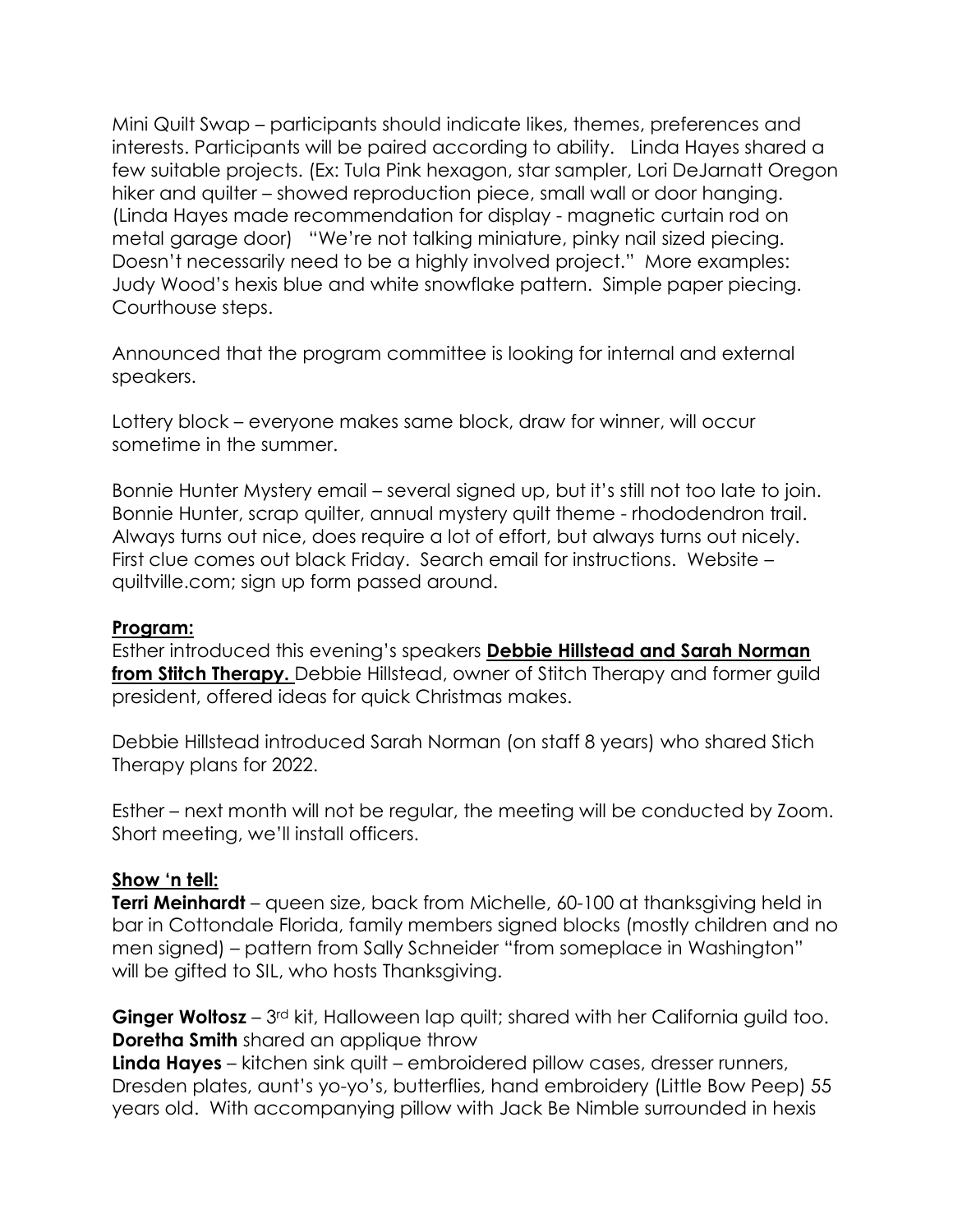Mini Quilt Swap – participants should indicate likes, themes, preferences and interests. Participants will be paired according to ability. Linda Hayes shared a few suitable projects. (Ex: Tula Pink hexagon, star sampler, Lori DeJarnatt Oregon hiker and quilter – showed reproduction piece, small wall or door hanging. (Linda Hayes made recommendation for display - magnetic curtain rod on metal garage door) "We're not talking miniature, pinky nail sized piecing. Doesn't necessarily need to be a highly involved project." More examples: Judy Wood's hexis blue and white snowflake pattern. Simple paper piecing. Courthouse steps.

Announced that the program committee is looking for internal and external speakers.

Lottery block – everyone makes same block, draw for winner, will occur sometime in the summer.

Bonnie Hunter Mystery email – several signed up, but it's still not too late to join. Bonnie Hunter, scrap quilter, annual mystery quilt theme - rhododendron trail. Always turns out nice, does require a lot of effort, but always turns out nicely. First clue comes out black Friday. Search email for instructions. Website – quiltville.com; sign up form passed around.

**Program:**

Esther introduced this evening's speakers **Debbie Hillstead and Sarah Norman from Stitch Therapy.** Debbie Hillstead, owner of Stitch Therapy and former guild president, offered ideas for quick Christmas makes.

Debbie Hillstead introduced Sarah Norman (on staff 8 years) who shared Stich Therapy plans for 2022.

Esther – next month will not be regular, the meeting will be conducted by Zoom. Short meeting, we'll install officers.

**Show 'n tell:**

**Terri Meinhardt** – queen size, back from Michelle, 60-100 at thanksgiving held in bar in Cottondale Florida, family members signed blocks (mostly children and no men signed) – pattern from Sally Schneider "from someplace in Washington" will be gifted to SIL, who hosts Thanksgiving.

**Ginger Woltosz** – 3rd kit, Halloween lap quilt; shared with her California guild too.
**Doretha Smith** shared an applique throw
**Linda Hayes** – kitchen sink quilt – embroidered pillow cases, dresser runners, Dresden plates, aunt's yo-yo's, butterflies, hand embroidery (Little Bow Peep) 55 years old. With accompanying pillow with Jack Be Nimble surrounded in hexis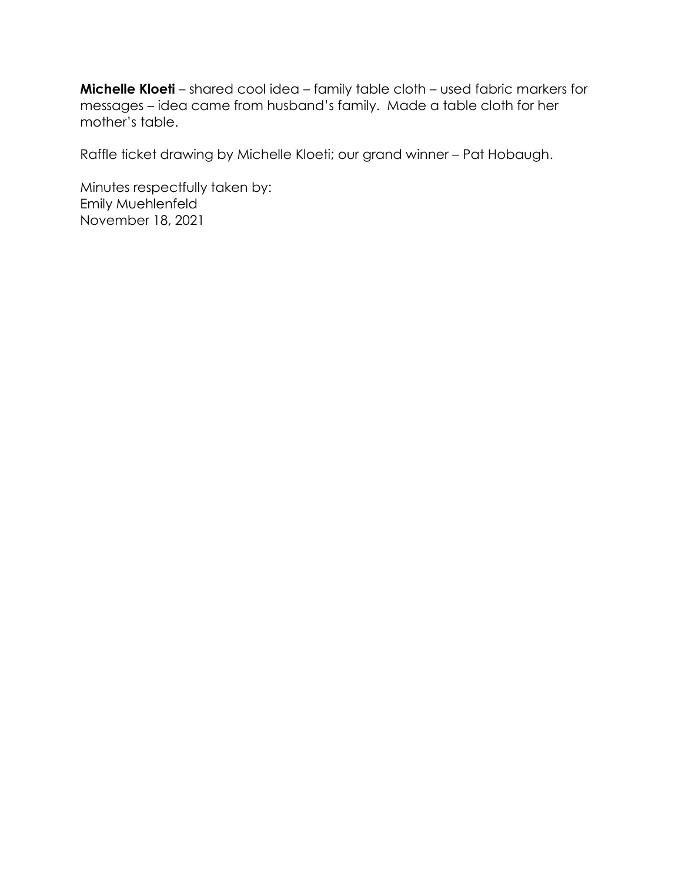**Michelle Kloeti** – shared cool idea – family table cloth – used fabric markers for messages – idea came from husband's family. Made a table cloth for her mother's table.

Raffle ticket drawing by Michelle Kloeti; our grand winner – Pat Hobaugh.

Minutes respectfully taken by:
Emily Muehlenfeld
November 18, 2021